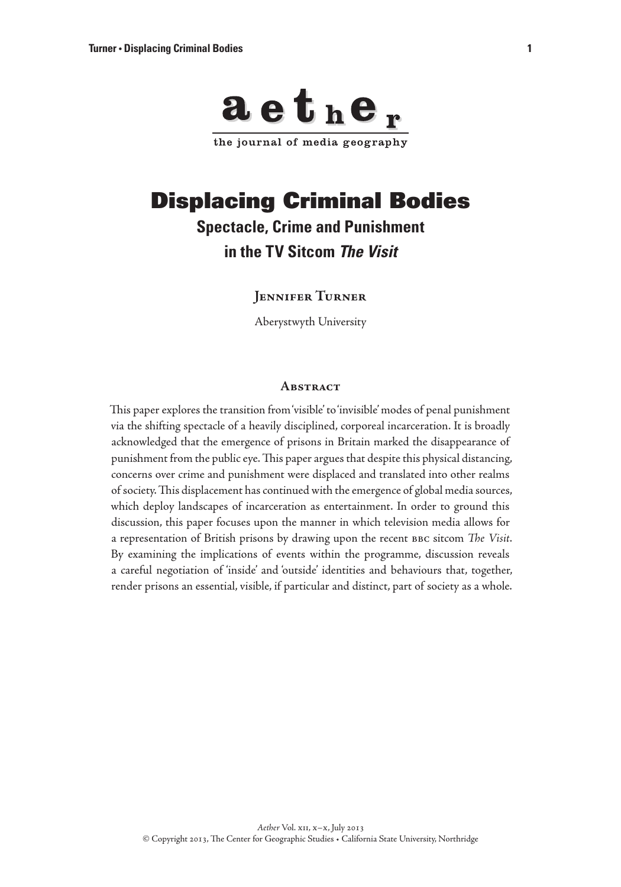aether

the journal of media geography

# Displacing Criminal Bodies

## Spectacle, Crime and Punishment in the TV Sitcom *The Visit*

### Jennifer Turner

Aberystwyth University

### Abstract

This paper explores the transition from 'visible' to 'invisible' modes of penal punishment via the shifting spectacle of a heavily disciplined, corporeal incarceration. It is broadly acknowledged that the emergence of prisons in Britain marked the disappearance of punishment from the public eye. This paper argues that despite this physical distancing, concerns over crime and punishment were displaced and translated into other realms of society. This displacement has continued with the emergence of global media sources, which deploy landscapes of incarceration as entertainment. In order to ground this discussion, this paper focuses upon the manner in which television media allows for a representation of British prisons by drawing upon the recent BBC sitcom *The Visit*. By examining the implications of events within the programme, discussion reveals a careful negotiation of 'inside' and 'outside' identities and behaviours that, together, render prisons an essential, visible, if particular and distinct, part of society as a whole.

*Aether* Vol. XII, x–x, July 2013
© Copyright 2013, The Center for Geographic Studies • California State University, Northridge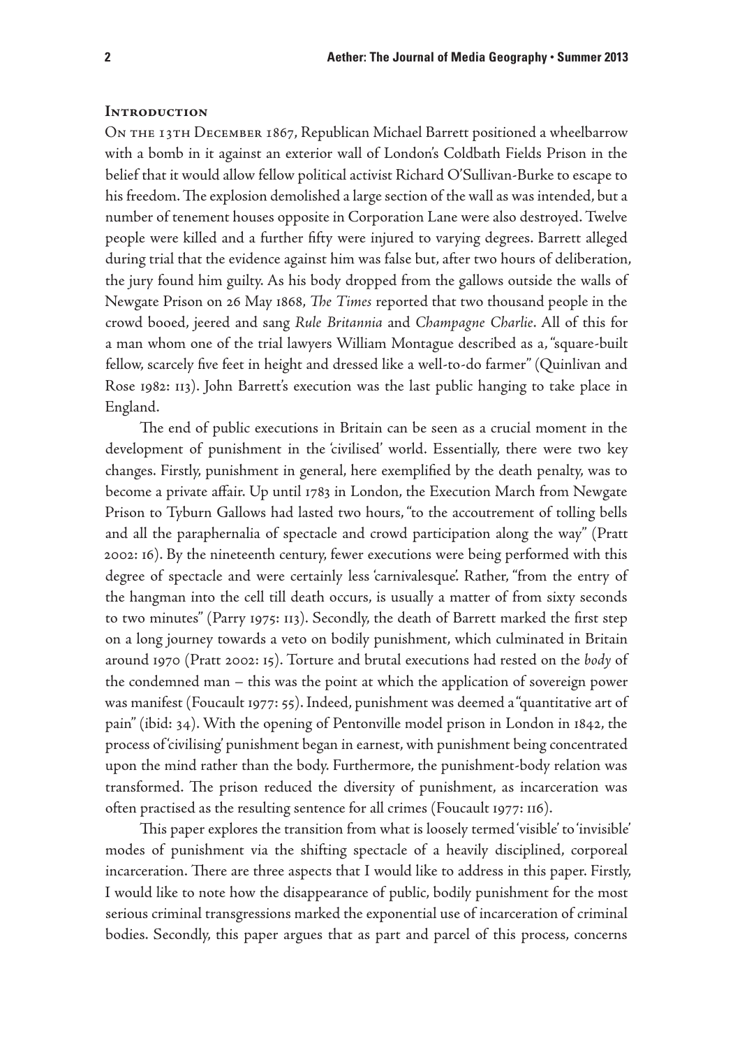## Introduction

On the 13th December 1867, Republican Michael Barrett positioned a wheelbarrow with a bomb in it against an exterior wall of London's Coldbath Fields Prison in the belief that it would allow fellow political activist Richard O'Sullivan-Burke to escape to his freedom. The explosion demolished a large section of the wall as was intended, but a number of tenement houses opposite in Corporation Lane were also destroyed. Twelve people were killed and a further fifty were injured to varying degrees. Barrett alleged during trial that the evidence against him was false but, after two hours of deliberation, the jury found him guilty. As his body dropped from the gallows outside the walls of Newgate Prison on 26 May 1868, *The Times* reported that two thousand people in the crowd booed, jeered and sang *Rule Britannia* and *Champagne Charlie*. All of this for a man whom one of the trial lawyers William Montague described as a, "square-built fellow, scarcely five feet in height and dressed like a well-to-do farmer" (Quinlivan and Rose 1982: 113). John Barrett's execution was the last public hanging to take place in England.

The end of public executions in Britain can be seen as a crucial moment in the development of punishment in the 'civilised' world. Essentially, there were two key changes. Firstly, punishment in general, here exemplified by the death penalty, was to become a private affair. Up until 1783 in London, the Execution March from Newgate Prison to Tyburn Gallows had lasted two hours, "to the accoutrement of tolling bells and all the paraphernalia of spectacle and crowd participation along the way" (Pratt 2002: 16). By the nineteenth century, fewer executions were being performed with this degree of spectacle and were certainly less 'carnivalesque'. Rather, "from the entry of the hangman into the cell till death occurs, is usually a matter of from sixty seconds to two minutes" (Parry 1975: 113). Secondly, the death of Barrett marked the first step on a long journey towards a veto on bodily punishment, which culminated in Britain around 1970 (Pratt 2002: 15). Torture and brutal executions had rested on the *body* of the condemned man – this was the point at which the application of sovereign power was manifest (Foucault 1977: 55). Indeed, punishment was deemed a "quantitative art of pain" (ibid: 34). With the opening of Pentonville model prison in London in 1842, the process of 'civilising' punishment began in earnest, with punishment being concentrated upon the mind rather than the body. Furthermore, the punishment-body relation was transformed. The prison reduced the diversity of punishment, as incarceration was often practised as the resulting sentence for all crimes (Foucault 1977: 116).

This paper explores the transition from what is loosely termed 'visible' to 'invisible' modes of punishment via the shifting spectacle of a heavily disciplined, corporeal incarceration. There are three aspects that I would like to address in this paper. Firstly, I would like to note how the disappearance of public, bodily punishment for the most serious criminal transgressions marked the exponential use of incarceration of criminal bodies. Secondly, this paper argues that as part and parcel of this process, concerns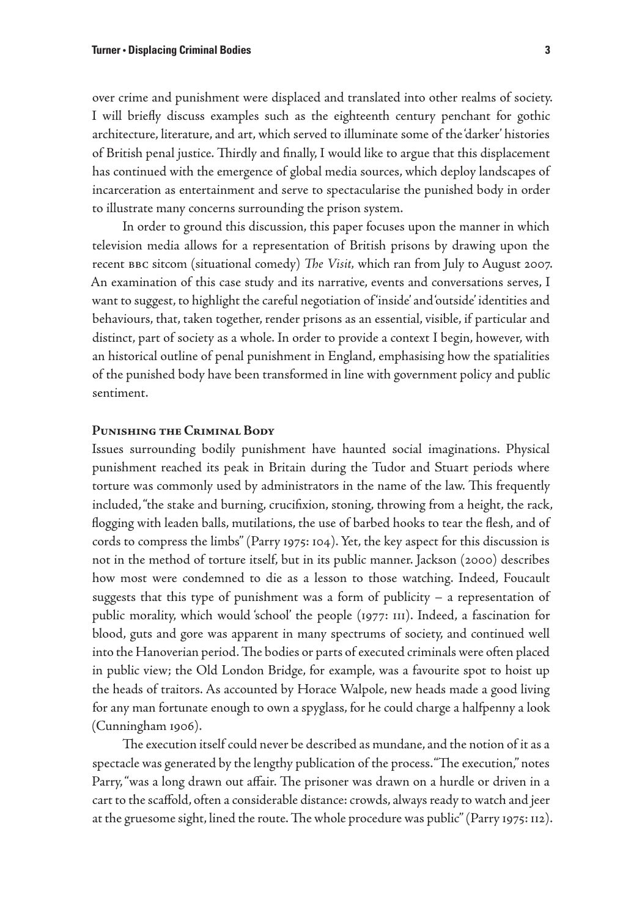over crime and punishment were displaced and translated into other realms of society. I will briefly discuss examples such as the eighteenth century penchant for gothic architecture, literature, and art, which served to illuminate some of the 'darker' histories of British penal justice. Thirdly and finally, I would like to argue that this displacement has continued with the emergence of global media sources, which deploy landscapes of incarceration as entertainment and serve to spectacularise the punished body in order to illustrate many concerns surrounding the prison system.

In order to ground this discussion, this paper focuses upon the manner in which television media allows for a representation of British prisons by drawing upon the recent BBC sitcom (situational comedy) *The Visit*, which ran from July to August 2007. An examination of this case study and its narrative, events and conversations serves, I want to suggest, to highlight the careful negotiation of 'inside' and 'outside' identities and behaviours, that, taken together, render prisons as an essential, visible, if particular and distinct, part of society as a whole. In order to provide a context I begin, however, with an historical outline of penal punishment in England, emphasising how the spatialities of the punished body have been transformed in line with government policy and public sentiment.

## Punishing the Criminal Body

Issues surrounding bodily punishment have haunted social imaginations. Physical punishment reached its peak in Britain during the Tudor and Stuart periods where torture was commonly used by administrators in the name of the law. This frequently included, "the stake and burning, crucifixion, stoning, throwing from a height, the rack, flogging with leaden balls, mutilations, the use of barbed hooks to tear the flesh, and of cords to compress the limbs" (Parry 1975: 104). Yet, the key aspect for this discussion is not in the method of torture itself, but in its public manner. Jackson (2000) describes how most were condemned to die as a lesson to those watching. Indeed, Foucault suggests that this type of punishment was a form of publicity – a representation of public morality, which would 'school' the people (1977: 111). Indeed, a fascination for blood, guts and gore was apparent in many spectrums of society, and continued well into the Hanoverian period. The bodies or parts of executed criminals were often placed in public view; the Old London Bridge, for example, was a favourite spot to hoist up the heads of traitors. As accounted by Horace Walpole, new heads made a good living for any man fortunate enough to own a spyglass, for he could charge a halfpenny a look (Cunningham 1906).

The execution itself could never be described as mundane, and the notion of it as a spectacle was generated by the lengthy publication of the process. "The execution," notes Parry, "was a long drawn out affair. The prisoner was drawn on a hurdle or driven in a cart to the scaffold, often a considerable distance: crowds, always ready to watch and jeer at the gruesome sight, lined the route. The whole procedure was public" (Parry 1975: 112).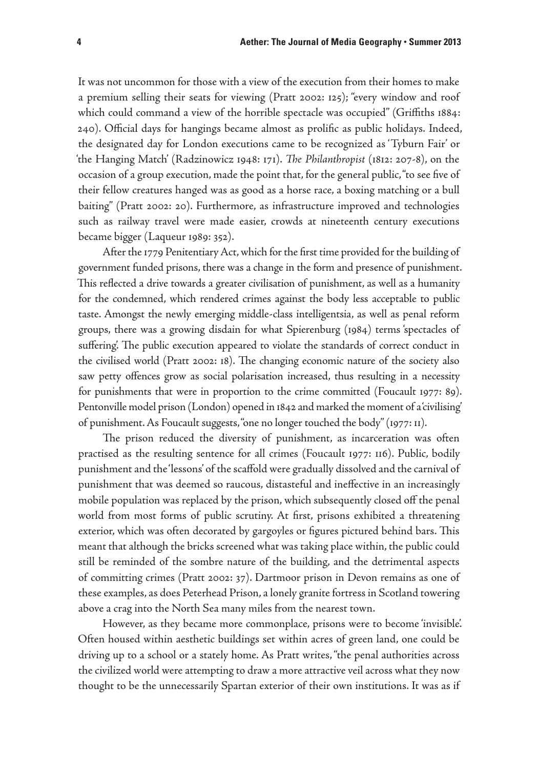It was not uncommon for those with a view of the execution from their homes to make a premium selling their seats for viewing (Pratt 2002: 125); "every window and roof which could command a view of the horrible spectacle was occupied" (Griffiths 1884: 240). Official days for hangings became almost as prolific as public holidays. Indeed, the designated day for London executions came to be recognized as 'Tyburn Fair' or 'the Hanging Match' (Radzinowicz 1948: 171). *The Philanthropist* (1812: 207-8), on the occasion of a group execution, made the point that, for the general public, "to see five of their fellow creatures hanged was as good as a horse race, a boxing matching or a bull baiting" (Pratt 2002: 20). Furthermore, as infrastructure improved and technologies such as railway travel were made easier, crowds at nineteenth century executions became bigger (Laqueur 1989: 352).

After the 1779 Penitentiary Act, which for the first time provided for the building of government funded prisons, there was a change in the form and presence of punishment. This reflected a drive towards a greater civilisation of punishment, as well as a humanity for the condemned, which rendered crimes against the body less acceptable to public taste. Amongst the newly emerging middle-class intelligentsia, as well as penal reform groups, there was a growing disdain for what Spierenburg (1984) terms 'spectacles of suffering'. The public execution appeared to violate the standards of correct conduct in the civilised world (Pratt 2002: 18). The changing economic nature of the society also saw petty offences grow as social polarisation increased, thus resulting in a necessity for punishments that were in proportion to the crime committed (Foucault 1977: 89). Pentonville model prison (London) opened in 1842 and marked the moment of a 'civilising' of punishment. As Foucault suggests, "one no longer touched the body" (1977: 11).

The prison reduced the diversity of punishment, as incarceration was often practised as the resulting sentence for all crimes (Foucault 1977: 116). Public, bodily punishment and the 'lessons' of the scaffold were gradually dissolved and the carnival of punishment that was deemed so raucous, distasteful and ineffective in an increasingly mobile population was replaced by the prison, which subsequently closed off the penal world from most forms of public scrutiny. At first, prisons exhibited a threatening exterior, which was often decorated by gargoyles or figures pictured behind bars. This meant that although the bricks screened what was taking place within, the public could still be reminded of the sombre nature of the building, and the detrimental aspects of committing crimes (Pratt 2002: 37). Dartmoor prison in Devon remains as one of these examples, as does Peterhead Prison, a lonely granite fortress in Scotland towering above a crag into the North Sea many miles from the nearest town.

However, as they became more commonplace, prisons were to become 'invisible'. Often housed within aesthetic buildings set within acres of green land, one could be driving up to a school or a stately home. As Pratt writes, "the penal authorities across the civilized world were attempting to draw a more attractive veil across what they now thought to be the unnecessarily Spartan exterior of their own institutions. It was as if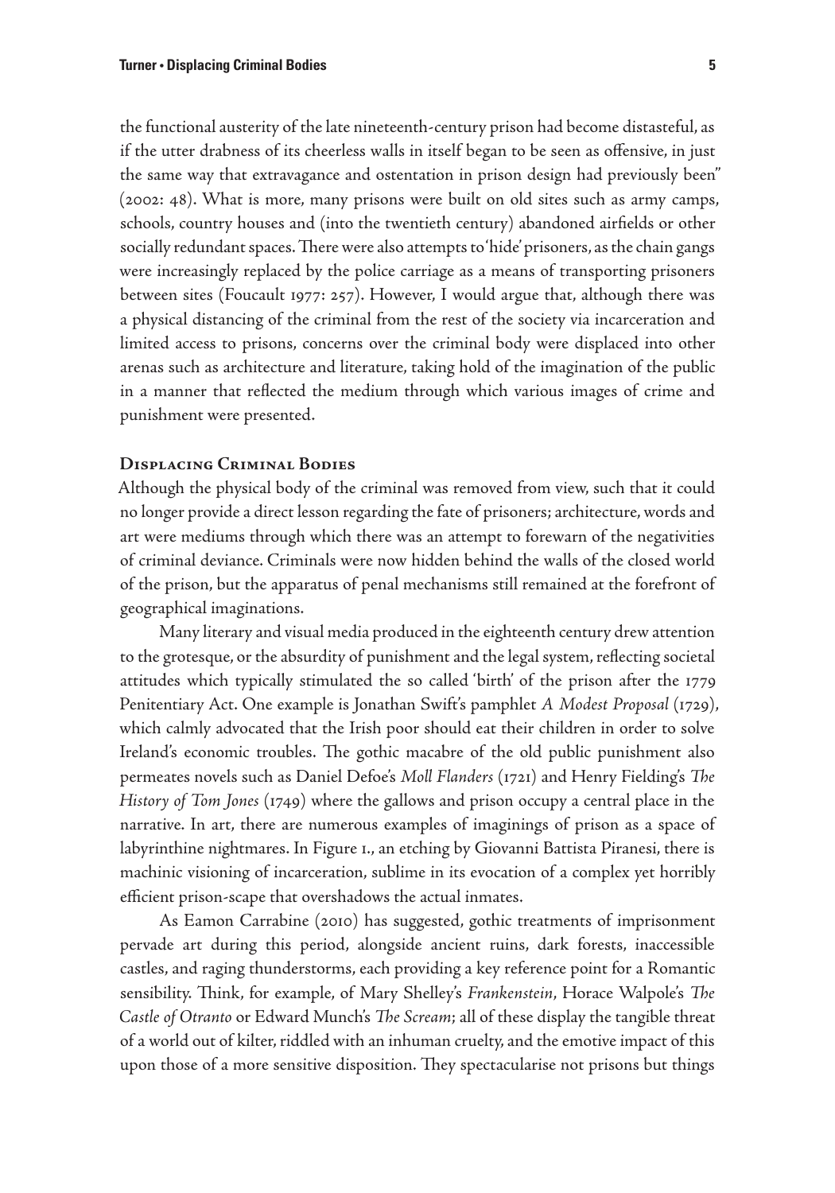the functional austerity of the late nineteenth-century prison had become distasteful, as if the utter drabness of its cheerless walls in itself began to be seen as offensive, in just the same way that extravagance and ostentation in prison design had previously been" (2002: 48). What is more, many prisons were built on old sites such as army camps, schools, country houses and (into the twentieth century) abandoned airfields or other socially redundant spaces. There were also attempts to 'hide' prisoners, as the chain gangs were increasingly replaced by the police carriage as a means of transporting prisoners between sites (Foucault 1977: 257). However, I would argue that, although there was a physical distancing of the criminal from the rest of the society via incarceration and limited access to prisons, concerns over the criminal body were displaced into other arenas such as architecture and literature, taking hold of the imagination of the public in a manner that reflected the medium through which various images of crime and punishment were presented.

## Displacing Criminal Bodies

Although the physical body of the criminal was removed from view, such that it could no longer provide a direct lesson regarding the fate of prisoners; architecture, words and art were mediums through which there was an attempt to forewarn of the negativities of criminal deviance. Criminals were now hidden behind the walls of the closed world of the prison, but the apparatus of penal mechanisms still remained at the forefront of geographical imaginations.

Many literary and visual media produced in the eighteenth century drew attention to the grotesque, or the absurdity of punishment and the legal system, reflecting societal attitudes which typically stimulated the so called 'birth' of the prison after the 1779 Penitentiary Act. One example is Jonathan Swift's pamphlet *A Modest Proposal* (1729), which calmly advocated that the Irish poor should eat their children in order to solve Ireland's economic troubles. The gothic macabre of the old public punishment also permeates novels such as Daniel Defoe's *Moll Flanders* (1721) and Henry Fielding's *The History of Tom Jones* (1749) where the gallows and prison occupy a central place in the narrative. In art, there are numerous examples of imaginings of prison as a space of labyrinthine nightmares. In Figure 1., an etching by Giovanni Battista Piranesi, there is machinic visioning of incarceration, sublime in its evocation of a complex yet horribly efficient prison-scape that overshadows the actual inmates.

As Eamon Carrabine (2010) has suggested, gothic treatments of imprisonment pervade art during this period, alongside ancient ruins, dark forests, inaccessible castles, and raging thunderstorms, each providing a key reference point for a Romantic sensibility. Think, for example, of Mary Shelley's *Frankenstein*, Horace Walpole's *The Castle of Otranto* or Edward Munch's *The Scream*; all of these display the tangible threat of a world out of kilter, riddled with an inhuman cruelty, and the emotive impact of this upon those of a more sensitive disposition. They spectacularise not prisons but things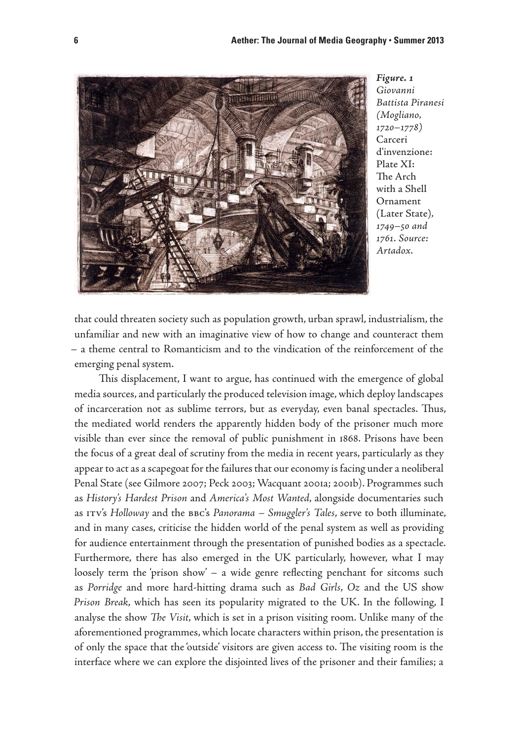*Figure. 1* *Giovanni Battista Piranesi (Mogliano, 1720–1778)* Carceri d'invenzione: Plate XI: The Arch with a Shell Ornament (Later State), *1749–50 and 1761. Source: Artadox.*

that could threaten society such as population growth, urban sprawl, industrialism, the unfamiliar and new with an imaginative view of how to change and counteract them – a theme central to Romanticism and to the vindication of the reinforcement of the emerging penal system.

This displacement, I want to argue, has continued with the emergence of global media sources, and particularly the produced television image, which deploy landscapes of incarceration not as sublime terrors, but as everyday, even banal spectacles. Thus, the mediated world renders the apparently hidden body of the prisoner much more visible than ever since the removal of public punishment in 1868. Prisons have been the focus of a great deal of scrutiny from the media in recent years, particularly as they appear to act as a scapegoat for the failures that our economy is facing under a neoliberal Penal State (see Gilmore 2007; Peck 2003; Wacquant 2001a; 2001b). Programmes such as *History's Hardest Prison* and *America's Most Wanted*, alongside documentaries such as ITV's *Holloway* and the BBC's *Panorama – Smuggler's Tales*, serve to both illuminate, and in many cases, criticise the hidden world of the penal system as well as providing for audience entertainment through the presentation of punished bodies as a spectacle. Furthermore, there has also emerged in the UK particularly, however, what I may loosely term the 'prison show' – a wide genre reflecting penchant for sitcoms such as *Porridge* and more hard-hitting drama such as *Bad Girls*, *Oz* and the US show *Prison Break*, which has seen its popularity migrated to the UK. In the following, I analyse the show *The Visit*, which is set in a prison visiting room. Unlike many of the aforementioned programmes, which locate characters within prison, the presentation is of only the space that the 'outside' visitors are given access to. The visiting room is the interface where we can explore the disjointed lives of the prisoner and their families; a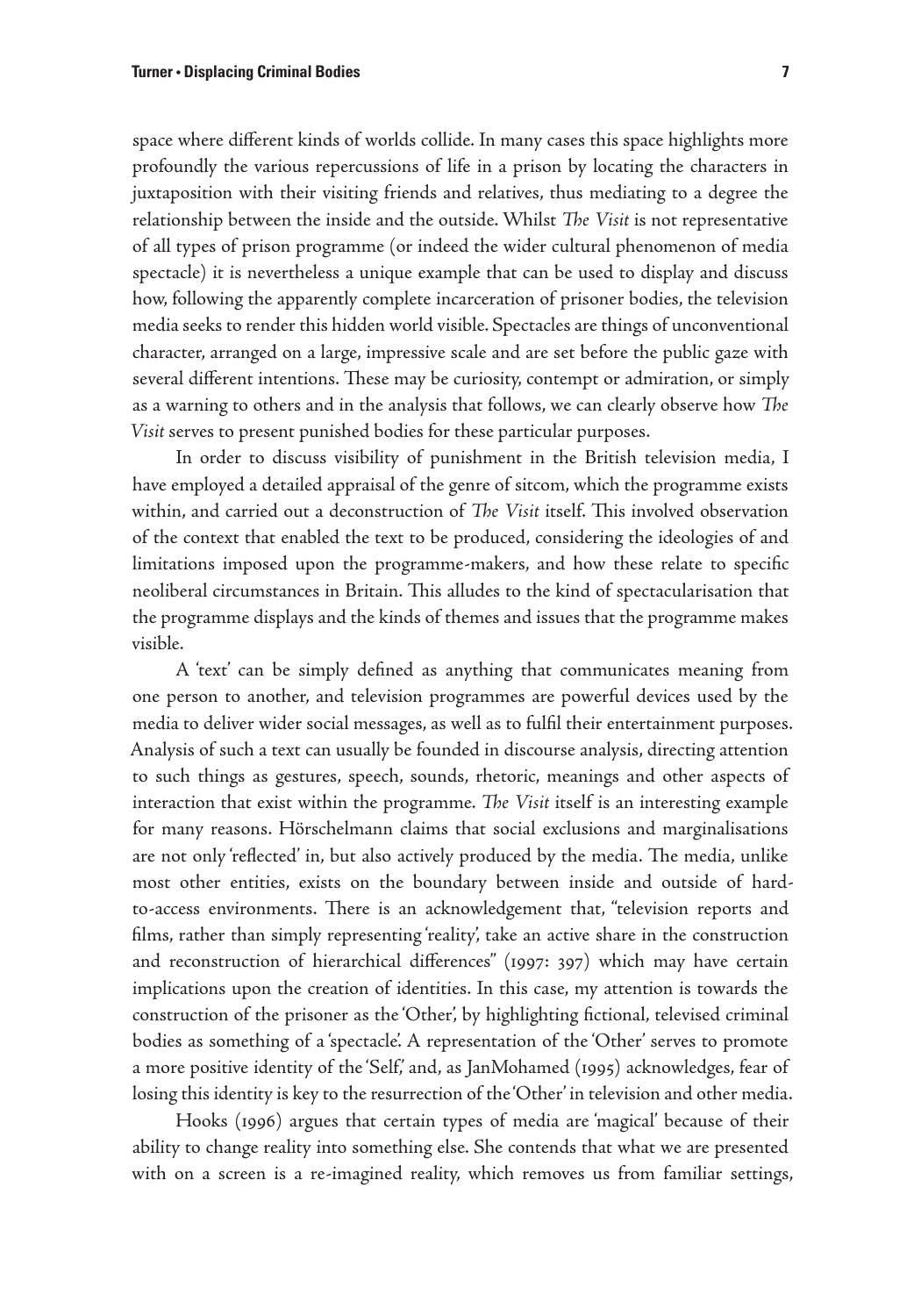space where different kinds of worlds collide. In many cases this space highlights more profoundly the various repercussions of life in a prison by locating the characters in juxtaposition with their visiting friends and relatives, thus mediating to a degree the relationship between the inside and the outside. Whilst *The Visit* is not representative of all types of prison programme (or indeed the wider cultural phenomenon of media spectacle) it is nevertheless a unique example that can be used to display and discuss how, following the apparently complete incarceration of prisoner bodies, the television media seeks to render this hidden world visible. Spectacles are things of unconventional character, arranged on a large, impressive scale and are set before the public gaze with several different intentions. These may be curiosity, contempt or admiration, or simply as a warning to others and in the analysis that follows, we can clearly observe how *The Visit* serves to present punished bodies for these particular purposes.

In order to discuss visibility of punishment in the British television media, I have employed a detailed appraisal of the genre of sitcom, which the programme exists within, and carried out a deconstruction of *The Visit* itself. This involved observation of the context that enabled the text to be produced, considering the ideologies of and limitations imposed upon the programme-makers, and how these relate to specific neoliberal circumstances in Britain. This alludes to the kind of spectacularisation that the programme displays and the kinds of themes and issues that the programme makes visible.

A 'text' can be simply defined as anything that communicates meaning from one person to another, and television programmes are powerful devices used by the media to deliver wider social messages, as well as to fulfil their entertainment purposes. Analysis of such a text can usually be founded in discourse analysis, directing attention to such things as gestures, speech, sounds, rhetoric, meanings and other aspects of interaction that exist within the programme. *The Visit* itself is an interesting example for many reasons. Hörschelmann claims that social exclusions and marginalisations are not only 'reflected' in, but also actively produced by the media. The media, unlike most other entities, exists on the boundary between inside and outside of hard-to-access environments. There is an acknowledgement that, "television reports and films, rather than simply representing 'reality', take an active share in the construction and reconstruction of hierarchical differences" (1997: 397) which may have certain implications upon the creation of identities. In this case, my attention is towards the construction of the prisoner as the 'Other', by highlighting fictional, televised criminal bodies as something of a 'spectacle'. A representation of the 'Other' serves to promote a more positive identity of the 'Self,' and, as JanMohamed (1995) acknowledges, fear of losing this identity is key to the resurrection of the 'Other' in television and other media.

Hooks (1996) argues that certain types of media are 'magical' because of their ability to change reality into something else. She contends that what we are presented with on a screen is a re-imagined reality, which removes us from familiar settings,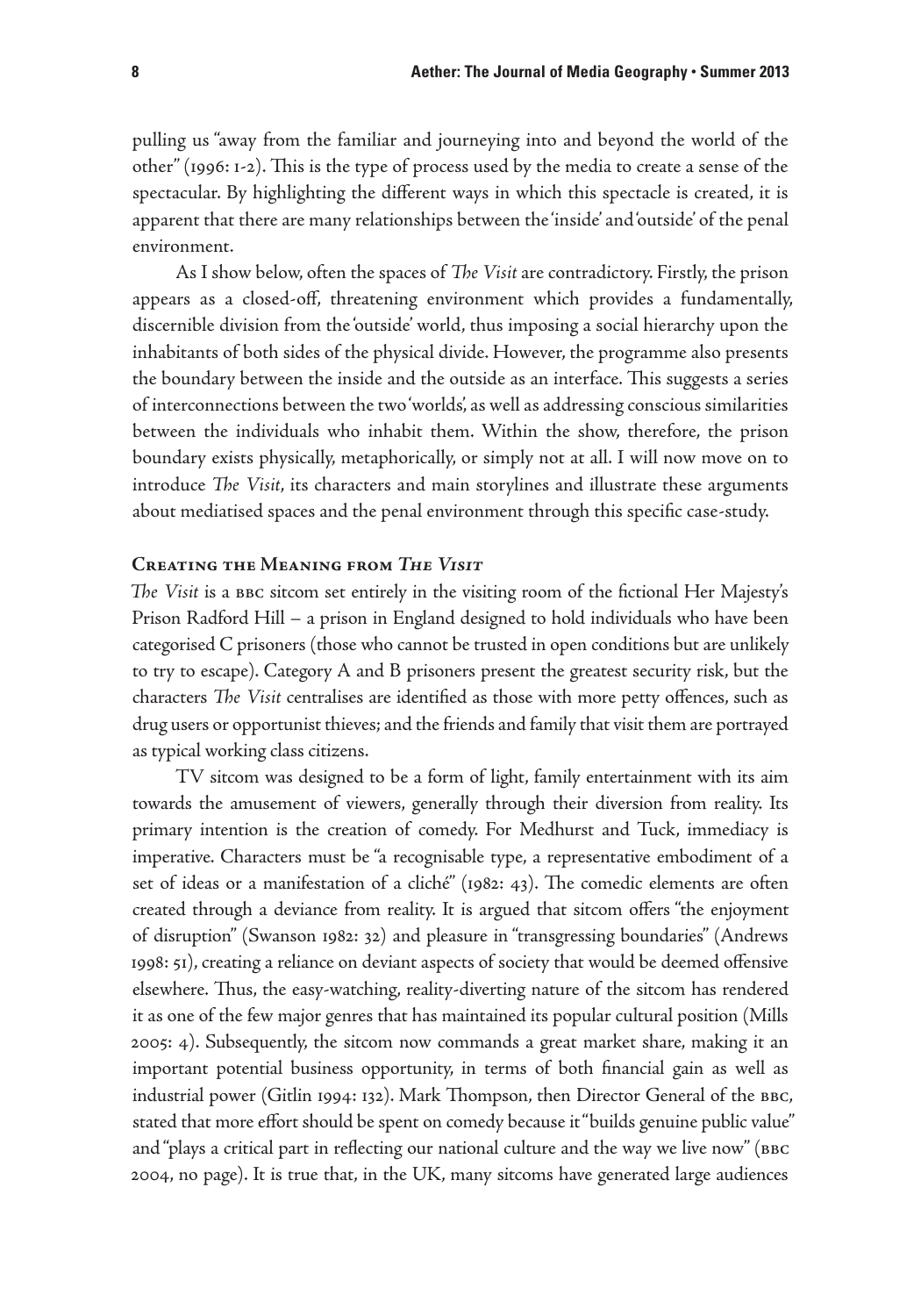pulling us "away from the familiar and journeying into and beyond the world of the other" (1996: 1-2). This is the type of process used by the media to create a sense of the spectacular. By highlighting the different ways in which this spectacle is created, it is apparent that there are many relationships between the 'inside' and 'outside' of the penal environment.

As I show below, often the spaces of *The Visit* are contradictory. Firstly, the prison appears as a closed-off, threatening environment which provides a fundamentally, discernible division from the 'outside' world, thus imposing a social hierarchy upon the inhabitants of both sides of the physical divide. However, the programme also presents the boundary between the inside and the outside as an interface. This suggests a series of interconnections between the two 'worlds', as well as addressing conscious similarities between the individuals who inhabit them. Within the show, therefore, the prison boundary exists physically, metaphorically, or simply not at all. I will now move on to introduce *The Visit*, its characters and main storylines and illustrate these arguments about mediatised spaces and the penal environment through this specific case-study.

## Creating the Meaning from *The Visit*

*The Visit* is a BBC sitcom set entirely in the visiting room of the fictional Her Majesty's Prison Radford Hill – a prison in England designed to hold individuals who have been categorised C prisoners (those who cannot be trusted in open conditions but are unlikely to try to escape). Category A and B prisoners present the greatest security risk, but the characters *The Visit* centralises are identified as those with more petty offences, such as drug users or opportunist thieves; and the friends and family that visit them are portrayed as typical working class citizens.

TV sitcom was designed to be a form of light, family entertainment with its aim towards the amusement of viewers, generally through their diversion from reality. Its primary intention is the creation of comedy. For Medhurst and Tuck, immediacy is imperative. Characters must be "a recognisable type, a representative embodiment of a set of ideas or a manifestation of a cliché" (1982: 43). The comedic elements are often created through a deviance from reality. It is argued that sitcom offers "the enjoyment of disruption" (Swanson 1982: 32) and pleasure in "transgressing boundaries" (Andrews 1998: 51), creating a reliance on deviant aspects of society that would be deemed offensive elsewhere. Thus, the easy-watching, reality-diverting nature of the sitcom has rendered it as one of the few major genres that has maintained its popular cultural position (Mills 2005: 4). Subsequently, the sitcom now commands a great market share, making it an important potential business opportunity, in terms of both financial gain as well as industrial power (Gitlin 1994: 132). Mark Thompson, then Director General of the BBC, stated that more effort should be spent on comedy because it "builds genuine public value" and "plays a critical part in reflecting our national culture and the way we live now" (BBC 2004, no page). It is true that, in the UK, many sitcoms have generated large audiences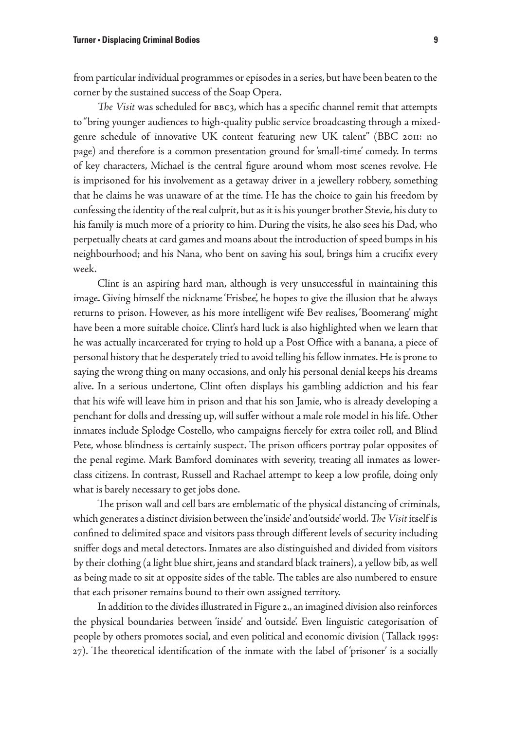from particular individual programmes or episodes in a series, but have been beaten to the corner by the sustained success of the Soap Opera.

*The Visit* was scheduled for BBC3, which has a specific channel remit that attempts to "bring younger audiences to high-quality public service broadcasting through a mixed-genre schedule of innovative UK content featuring new UK talent" (BBC 2011: no page) and therefore is a common presentation ground for 'small-time' comedy. In terms of key characters, Michael is the central figure around whom most scenes revolve. He is imprisoned for his involvement as a getaway driver in a jewellery robbery, something that he claims he was unaware of at the time. He has the choice to gain his freedom by confessing the identity of the real culprit, but as it is his younger brother Stevie, his duty to his family is much more of a priority to him. During the visits, he also sees his Dad, who perpetually cheats at card games and moans about the introduction of speed bumps in his neighbourhood; and his Nana, who bent on saving his soul, brings him a crucifix every week.

Clint is an aspiring hard man, although is very unsuccessful in maintaining this image. Giving himself the nickname 'Frisbee', he hopes to give the illusion that he always returns to prison. However, as his more intelligent wife Bev realises, 'Boomerang' might have been a more suitable choice. Clint's hard luck is also highlighted when we learn that he was actually incarcerated for trying to hold up a Post Office with a banana, a piece of personal history that he desperately tried to avoid telling his fellow inmates. He is prone to saying the wrong thing on many occasions, and only his personal denial keeps his dreams alive. In a serious undertone, Clint often displays his gambling addiction and his fear that his wife will leave him in prison and that his son Jamie, who is already developing a penchant for dolls and dressing up, will suffer without a male role model in his life. Other inmates include Splodge Costello, who campaigns fiercely for extra toilet roll, and Blind Pete, whose blindness is certainly suspect. The prison officers portray polar opposites of the penal regime. Mark Bamford dominates with severity, treating all inmates as lower-class citizens. In contrast, Russell and Rachael attempt to keep a low profile, doing only what is barely necessary to get jobs done.

The prison wall and cell bars are emblematic of the physical distancing of criminals, which generates a distinct division between the 'inside' and 'outside' world. *The Visit* itself is confined to delimited space and visitors pass through different levels of security including sniffer dogs and metal detectors. Inmates are also distinguished and divided from visitors by their clothing (a light blue shirt, jeans and standard black trainers), a yellow bib, as well as being made to sit at opposite sides of the table. The tables are also numbered to ensure that each prisoner remains bound to their own assigned territory.

In addition to the divides illustrated in Figure 2., an imagined division also reinforces the physical boundaries between 'inside' and 'outside'. Even linguistic categorisation of people by others promotes social, and even political and economic division (Tallack 1995: 27). The theoretical identification of the inmate with the label of 'prisoner' is a socially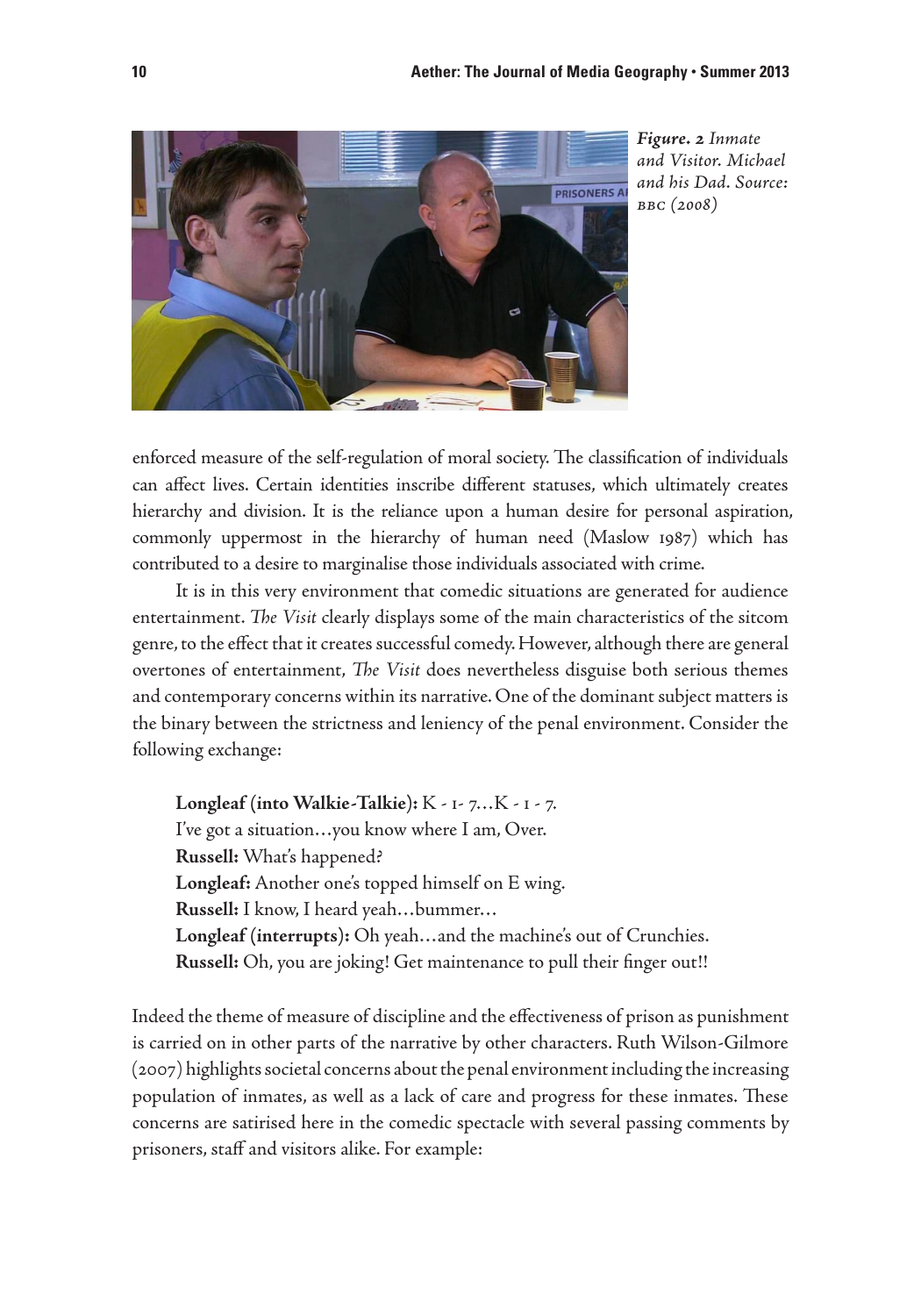*Figure. 2 Inmate and Visitor. Michael and his Dad. Source: BBC (2008)*

enforced measure of the self-regulation of moral society. The classification of individuals can affect lives. Certain identities inscribe different statuses, which ultimately creates hierarchy and division. It is the reliance upon a human desire for personal aspiration, commonly uppermost in the hierarchy of human need (Maslow 1987) which has contributed to a desire to marginalise those individuals associated with crime.

It is in this very environment that comedic situations are generated for audience entertainment. *The Visit* clearly displays some of the main characteristics of the sitcom genre, to the effect that it creates successful comedy. However, although there are general overtones of entertainment, *The Visit* does nevertheless disguise both serious themes and contemporary concerns within its narrative. One of the dominant subject matters is the binary between the strictness and leniency of the penal environment. Consider the following exchange:

> **Longleaf (into Walkie-Talkie):** K - 1- 7…K - 1 - 7.
> I've got a situation…you know where I am, Over.
> **Russell:** What's happened?
> **Longleaf:** Another one's topped himself on E wing.
> **Russell:** I know, I heard yeah…bummer…
> **Longleaf (interrupts):** Oh yeah…and the machine's out of Crunchies.
> **Russell:** Oh, you are joking! Get maintenance to pull their finger out!!

Indeed the theme of measure of discipline and the effectiveness of prison as punishment is carried on in other parts of the narrative by other characters. Ruth Wilson-Gilmore (2007) highlights societal concerns about the penal environment including the increasing population of inmates, as well as a lack of care and progress for these inmates. These concerns are satirised here in the comedic spectacle with several passing comments by prisoners, staff and visitors alike. For example: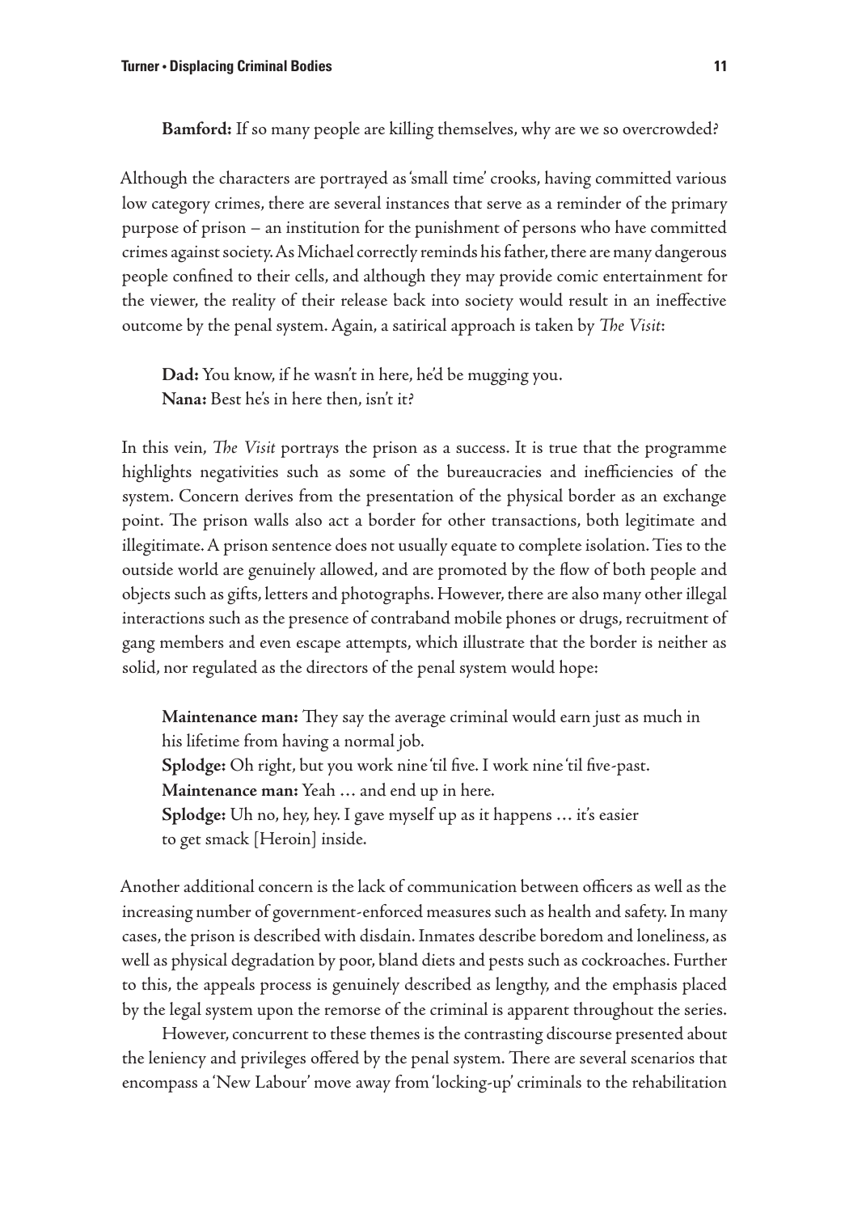**Bamford:** If so many people are killing themselves, why are we so overcrowded?

Although the characters are portrayed as 'small time' crooks, having committed various low category crimes, there are several instances that serve as a reminder of the primary purpose of prison – an institution for the punishment of persons who have committed crimes against society. As Michael correctly reminds his father, there are many dangerous people confined to their cells, and although they may provide comic entertainment for the viewer, the reality of their release back into society would result in an ineffective outcome by the penal system. Again, a satirical approach is taken by *The Visit*:

> **Dad:** You know, if he wasn't in here, he'd be mugging you.
> **Nana:** Best he's in here then, isn't it?

In this vein, *The Visit* portrays the prison as a success. It is true that the programme highlights negativities such as some of the bureaucracies and inefficiencies of the system. Concern derives from the presentation of the physical border as an exchange point. The prison walls also act a border for other transactions, both legitimate and illegitimate. A prison sentence does not usually equate to complete isolation. Ties to the outside world are genuinely allowed, and are promoted by the flow of both people and objects such as gifts, letters and photographs. However, there are also many other illegal interactions such as the presence of contraband mobile phones or drugs, recruitment of gang members and even escape attempts, which illustrate that the border is neither as solid, nor regulated as the directors of the penal system would hope:

> **Maintenance man:** They say the average criminal would earn just as much in his lifetime from having a normal job.
> **Splodge:** Oh right, but you work nine 'til five. I work nine 'til five-past.
> **Maintenance man:** Yeah … and end up in here.
> **Splodge:** Uh no, hey, hey. I gave myself up as it happens … it's easier to get smack [Heroin] inside.

Another additional concern is the lack of communication between officers as well as the increasing number of government-enforced measures such as health and safety. In many cases, the prison is described with disdain. Inmates describe boredom and loneliness, as well as physical degradation by poor, bland diets and pests such as cockroaches. Further to this, the appeals process is genuinely described as lengthy, and the emphasis placed by the legal system upon the remorse of the criminal is apparent throughout the series.

However, concurrent to these themes is the contrasting discourse presented about the leniency and privileges offered by the penal system. There are several scenarios that encompass a 'New Labour' move away from 'locking-up' criminals to the rehabilitation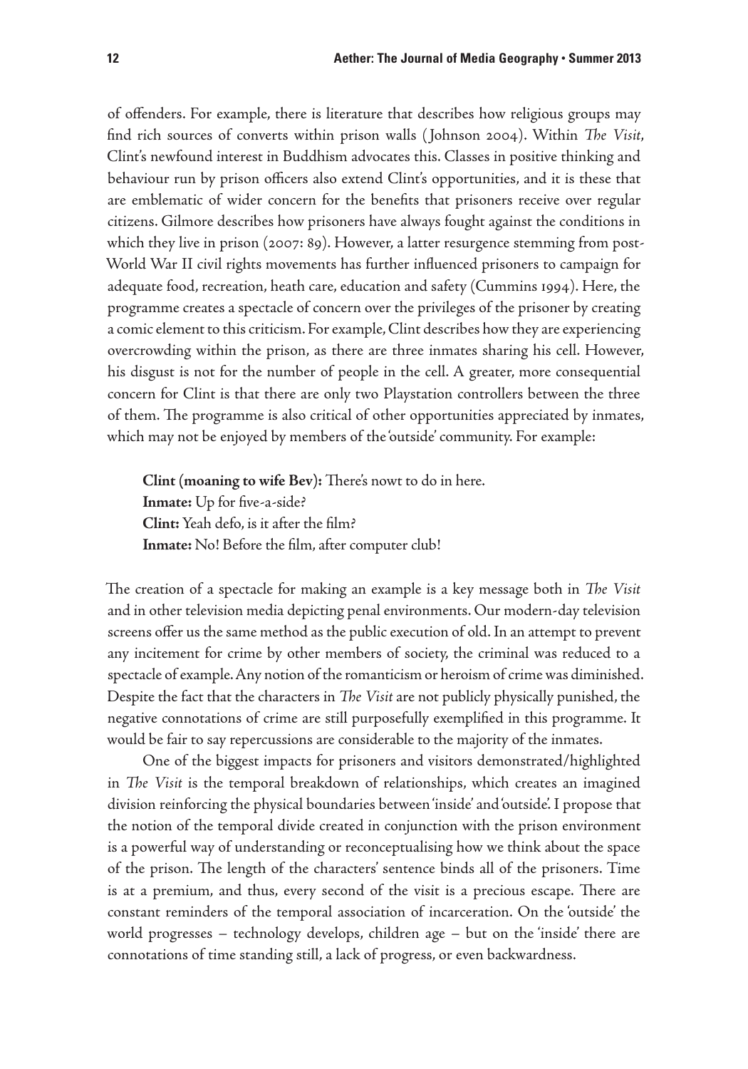of offenders. For example, there is literature that describes how religious groups may find rich sources of converts within prison walls (Johnson 2004). Within *The Visit*, Clint's newfound interest in Buddhism advocates this. Classes in positive thinking and behaviour run by prison officers also extend Clint's opportunities, and it is these that are emblematic of wider concern for the benefits that prisoners receive over regular citizens. Gilmore describes how prisoners have always fought against the conditions in which they live in prison (2007: 89). However, a latter resurgence stemming from post-World War II civil rights movements has further influenced prisoners to campaign for adequate food, recreation, heath care, education and safety (Cummins 1994). Here, the programme creates a spectacle of concern over the privileges of the prisoner by creating a comic element to this criticism. For example, Clint describes how they are experiencing overcrowding within the prison, as there are three inmates sharing his cell. However, his disgust is not for the number of people in the cell. A greater, more consequential concern for Clint is that there are only two Playstation controllers between the three of them. The programme is also critical of other opportunities appreciated by inmates, which may not be enjoyed by members of the 'outside' community. For example:

> **Clint (moaning to wife Bev):** There's nowt to do in here.
> **Inmate:** Up for five-a-side?
> **Clint:** Yeah defo, is it after the film?
> **Inmate:** No! Before the film, after computer club!

The creation of a spectacle for making an example is a key message both in *The Visit* and in other television media depicting penal environments. Our modern-day television screens offer us the same method as the public execution of old. In an attempt to prevent any incitement for crime by other members of society, the criminal was reduced to a spectacle of example. Any notion of the romanticism or heroism of crime was diminished. Despite the fact that the characters in *The Visit* are not publicly physically punished, the negative connotations of crime are still purposefully exemplified in this programme. It would be fair to say repercussions are considerable to the majority of the inmates.

One of the biggest impacts for prisoners and visitors demonstrated/highlighted in *The Visit* is the temporal breakdown of relationships, which creates an imagined division reinforcing the physical boundaries between 'inside' and 'outside'. I propose that the notion of the temporal divide created in conjunction with the prison environment is a powerful way of understanding or reconceptualising how we think about the space of the prison. The length of the characters' sentence binds all of the prisoners. Time is at a premium, and thus, every second of the visit is a precious escape. There are constant reminders of the temporal association of incarceration. On the 'outside' the world progresses – technology develops, children age – but on the 'inside' there are connotations of time standing still, a lack of progress, or even backwardness.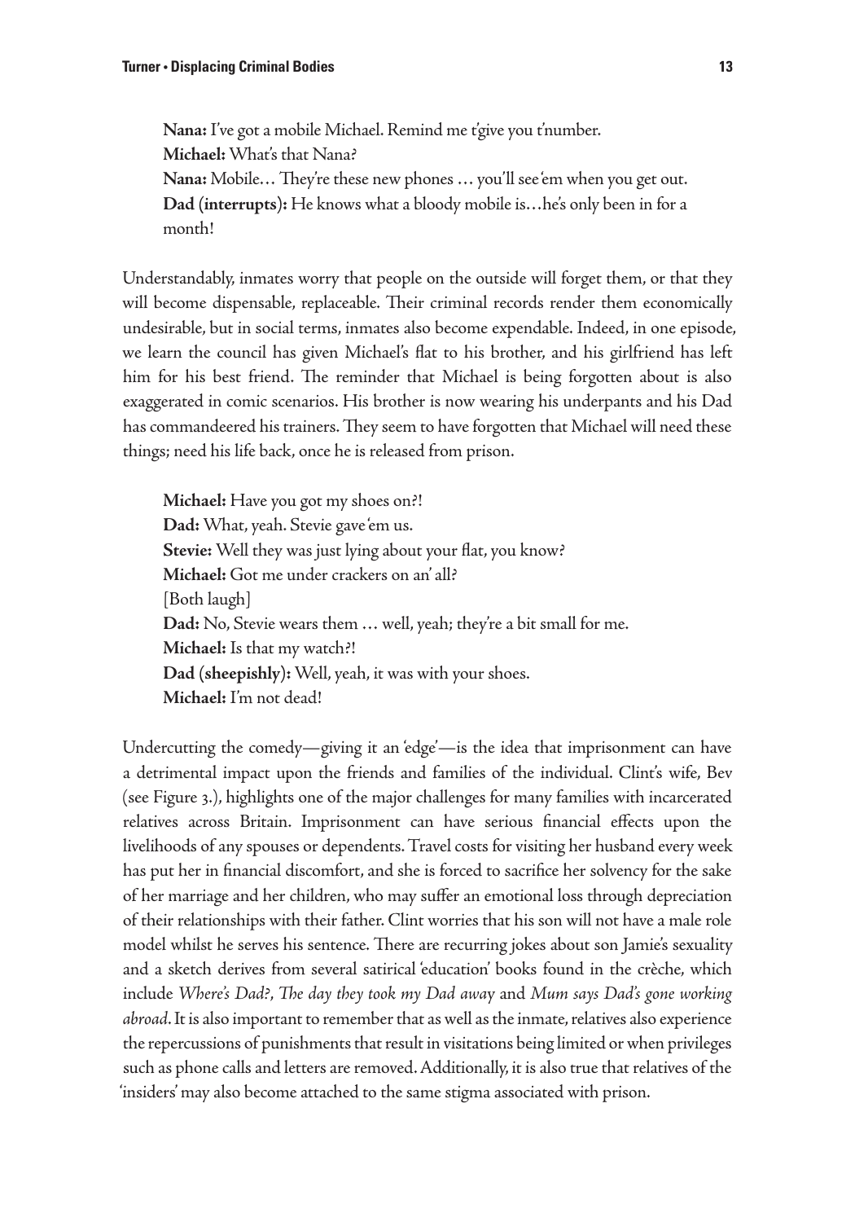**Nana:** I've got a mobile Michael. Remind me t'give you t'number.
**Michael:** What's that Nana?
**Nana:** Mobile… They're these new phones … you'll see 'em when you get out.
**Dad (interrupts):** He knows what a bloody mobile is…he's only been in for a month!

Understandably, inmates worry that people on the outside will forget them, or that they will become dispensable, replaceable. Their criminal records render them economically undesirable, but in social terms, inmates also become expendable. Indeed, in one episode, we learn the council has given Michael's flat to his brother, and his girlfriend has left him for his best friend. The reminder that Michael is being forgotten about is also exaggerated in comic scenarios. His brother is now wearing his underpants and his Dad has commandeered his trainers. They seem to have forgotten that Michael will need these things; need his life back, once he is released from prison.

**Michael:** Have you got my shoes on?!
**Dad:** What, yeah. Stevie gave 'em us.
**Stevie:** Well they was just lying about your flat, you know?
**Michael:** Got me under crackers on an' all?
[Both laugh]
**Dad:** No, Stevie wears them … well, yeah; they're a bit small for me.
**Michael:** Is that my watch?!
**Dad (sheepishly):** Well, yeah, it was with your shoes.
**Michael:** I'm not dead!

Undercutting the comedy—giving it an 'edge'—is the idea that imprisonment can have a detrimental impact upon the friends and families of the individual. Clint's wife, Bev (see Figure 3.), highlights one of the major challenges for many families with incarcerated relatives across Britain. Imprisonment can have serious financial effects upon the livelihoods of any spouses or dependents. Travel costs for visiting her husband every week has put her in financial discomfort, and she is forced to sacrifice her solvency for the sake of her marriage and her children, who may suffer an emotional loss through depreciation of their relationships with their father. Clint worries that his son will not have a male role model whilst he serves his sentence. There are recurring jokes about son Jamie's sexuality and a sketch derives from several satirical 'education' books found in the crèche, which include *Where's Dad?*, *The day they took my Dad away* and *Mum says Dad's gone working abroad*. It is also important to remember that as well as the inmate, relatives also experience the repercussions of punishments that result in visitations being limited or when privileges such as phone calls and letters are removed. Additionally, it is also true that relatives of the 'insiders' may also become attached to the same stigma associated with prison.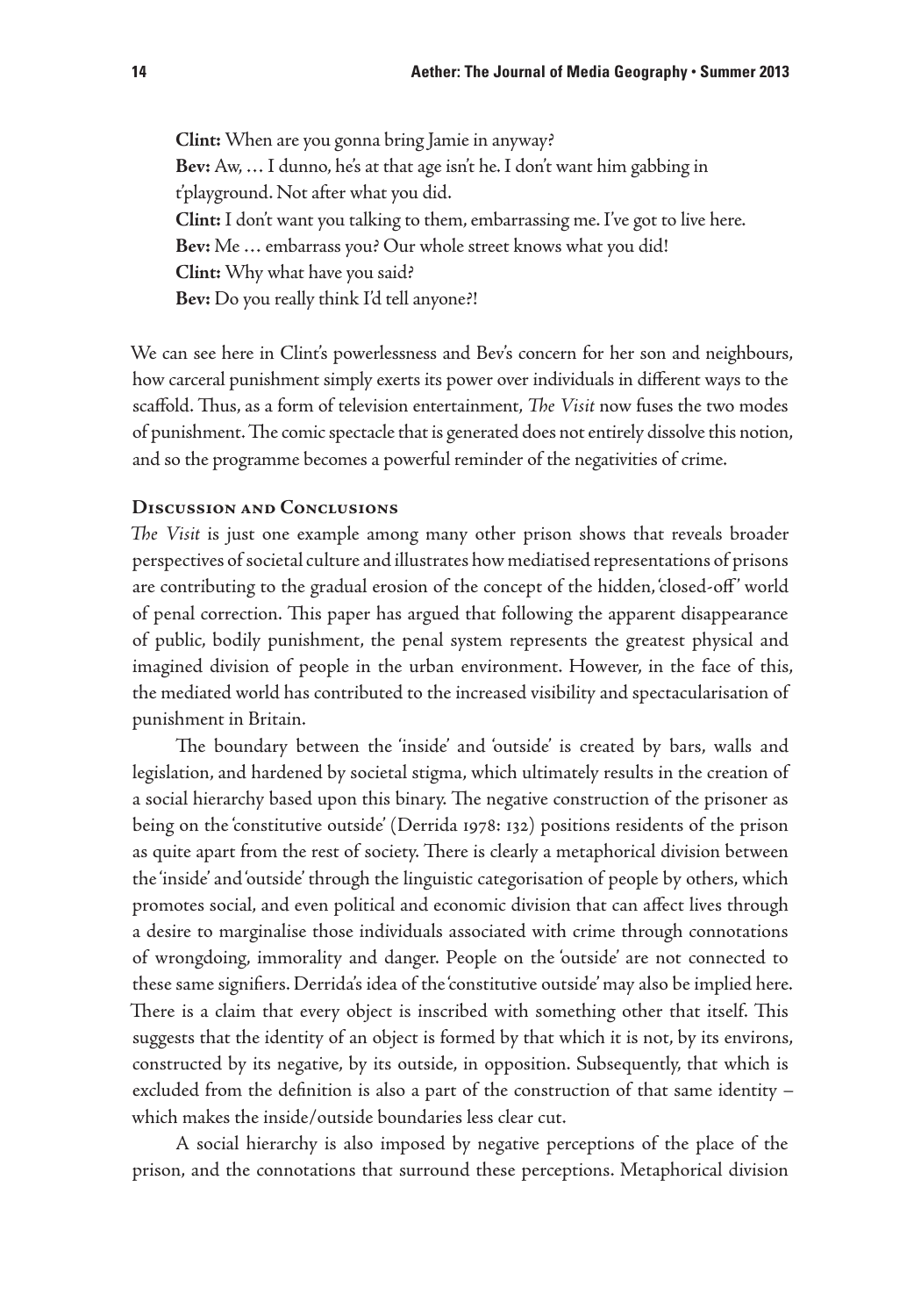**Clint:** When are you gonna bring Jamie in anyway?
**Bev:** Aw, … I dunno, he's at that age isn't he. I don't want him gabbing in t'playground. Not after what you did.
**Clint:** I don't want you talking to them, embarrassing me. I've got to live here.
**Bev:** Me … embarrass you? Our whole street knows what you did!
**Clint:** Why what have you said?
**Bev:** Do you really think I'd tell anyone?!

We can see here in Clint's powerlessness and Bev's concern for her son and neighbours, how carceral punishment simply exerts its power over individuals in different ways to the scaffold. Thus, as a form of television entertainment, *The Visit* now fuses the two modes of punishment. The comic spectacle that is generated does not entirely dissolve this notion, and so the programme becomes a powerful reminder of the negativities of crime.

## Discussion and Conclusions

*The Visit* is just one example among many other prison shows that reveals broader perspectives of societal culture and illustrates how mediatised representations of prisons are contributing to the gradual erosion of the concept of the hidden, 'closed-off' world of penal correction. This paper has argued that following the apparent disappearance of public, bodily punishment, the penal system represents the greatest physical and imagined division of people in the urban environment. However, in the face of this, the mediated world has contributed to the increased visibility and spectacularisation of punishment in Britain.

The boundary between the 'inside' and 'outside' is created by bars, walls and legislation, and hardened by societal stigma, which ultimately results in the creation of a social hierarchy based upon this binary. The negative construction of the prisoner as being on the 'constitutive outside' (Derrida 1978: 132) positions residents of the prison as quite apart from the rest of society. There is clearly a metaphorical division between the 'inside' and 'outside' through the linguistic categorisation of people by others, which promotes social, and even political and economic division that can affect lives through a desire to marginalise those individuals associated with crime through connotations of wrongdoing, immorality and danger. People on the 'outside' are not connected to these same signifiers. Derrida's idea of the 'constitutive outside' may also be implied here. There is a claim that every object is inscribed with something other that itself. This suggests that the identity of an object is formed by that which it is not, by its environs, constructed by its negative, by its outside, in opposition. Subsequently, that which is excluded from the definition is also a part of the construction of that same identity – which makes the inside/outside boundaries less clear cut.

A social hierarchy is also imposed by negative perceptions of the place of the prison, and the connotations that surround these perceptions. Metaphorical division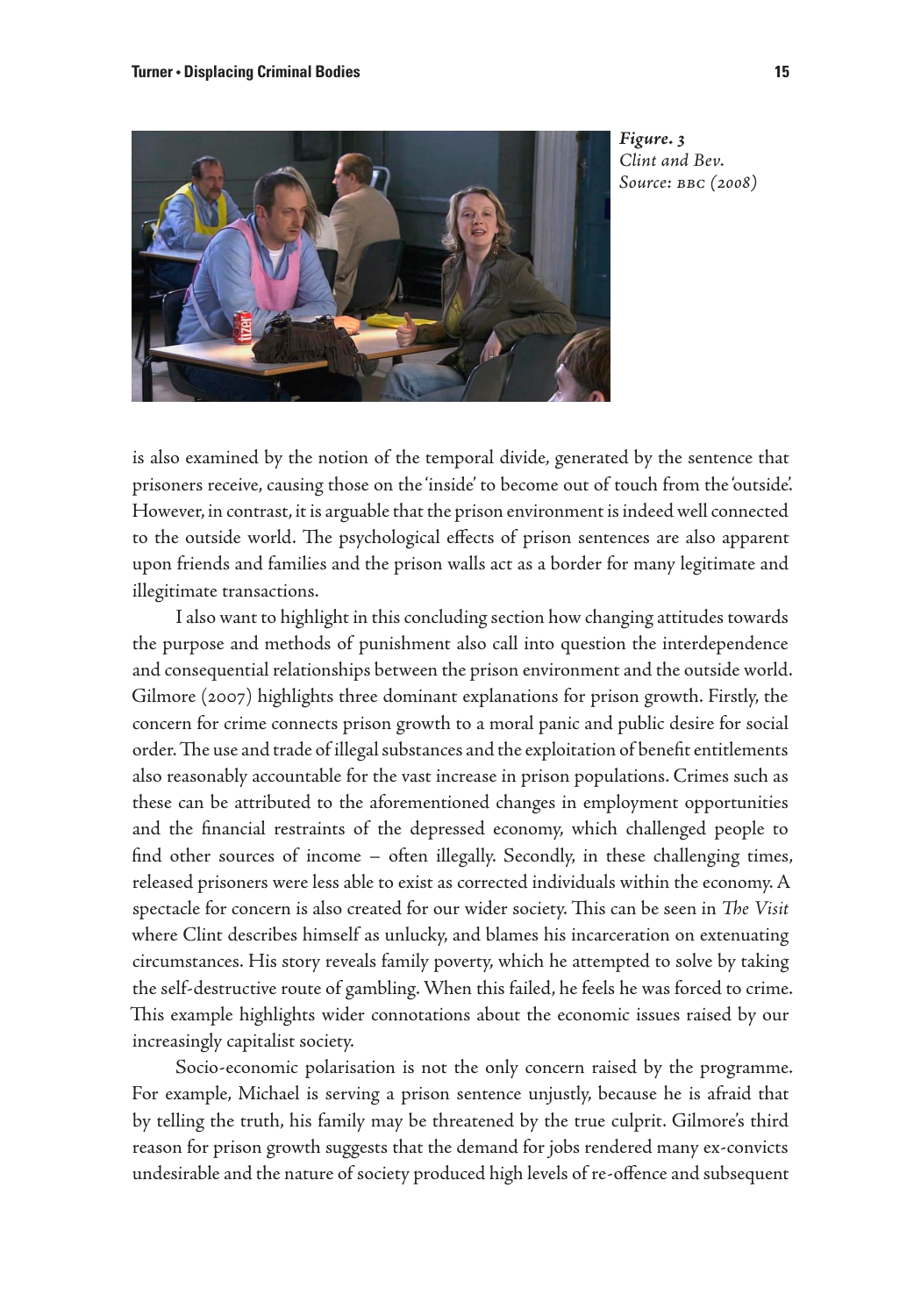*Figure. 3*
*Clint and Bev.*
*Source: BBC (2008)*

is also examined by the notion of the temporal divide, generated by the sentence that prisoners receive, causing those on the 'inside' to become out of touch from the 'outside'. However, in contrast, it is arguable that the prison environment is indeed well connected to the outside world. The psychological effects of prison sentences are also apparent upon friends and families and the prison walls act as a border for many legitimate and illegitimate transactions.

I also want to highlight in this concluding section how changing attitudes towards the purpose and methods of punishment also call into question the interdependence and consequential relationships between the prison environment and the outside world. Gilmore (2007) highlights three dominant explanations for prison growth. Firstly, the concern for crime connects prison growth to a moral panic and public desire for social order. The use and trade of illegal substances and the exploitation of benefit entitlements also reasonably accountable for the vast increase in prison populations. Crimes such as these can be attributed to the aforementioned changes in employment opportunities and the financial restraints of the depressed economy, which challenged people to find other sources of income – often illegally. Secondly, in these challenging times, released prisoners were less able to exist as corrected individuals within the economy. A spectacle for concern is also created for our wider society. This can be seen in *The Visit* where Clint describes himself as unlucky, and blames his incarceration on extenuating circumstances. His story reveals family poverty, which he attempted to solve by taking the self-destructive route of gambling. When this failed, he feels he was forced to crime. This example highlights wider connotations about the economic issues raised by our increasingly capitalist society.

Socio-economic polarisation is not the only concern raised by the programme. For example, Michael is serving a prison sentence unjustly, because he is afraid that by telling the truth, his family may be threatened by the true culprit. Gilmore's third reason for prison growth suggests that the demand for jobs rendered many ex-convicts undesirable and the nature of society produced high levels of re-offence and subsequent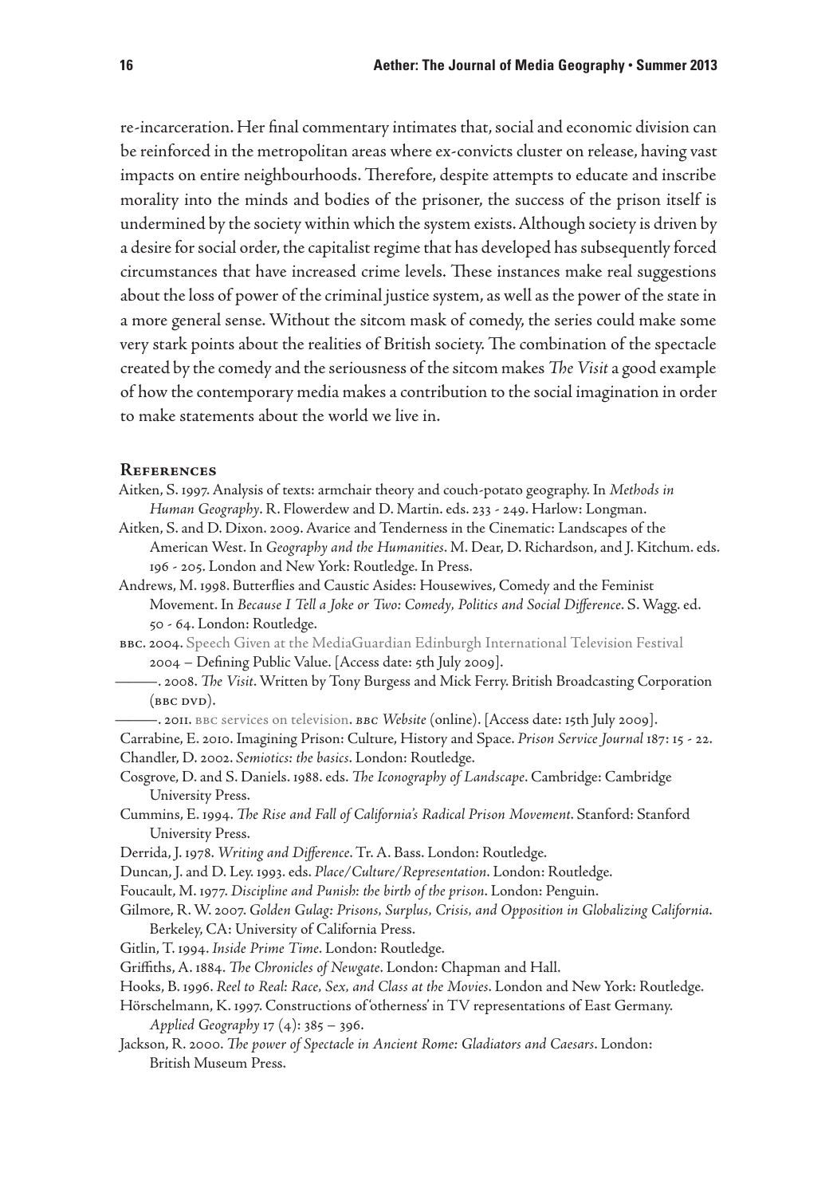re-incarceration. Her final commentary intimates that, social and economic division can be reinforced in the metropolitan areas where ex-convicts cluster on release, having vast impacts on entire neighbourhoods. Therefore, despite attempts to educate and inscribe morality into the minds and bodies of the prisoner, the success of the prison itself is undermined by the society within which the system exists. Although society is driven by a desire for social order, the capitalist regime that has developed has subsequently forced circumstances that have increased crime levels. These instances make real suggestions about the loss of power of the criminal justice system, as well as the power of the state in a more general sense. Without the sitcom mask of comedy, the series could make some very stark points about the realities of British society. The combination of the spectacle created by the comedy and the seriousness of the sitcom makes *The Visit* a good example of how the contemporary media makes a contribution to the social imagination in order to make statements about the world we live in.

## References

Aitken, S. 1997. Analysis of texts: armchair theory and couch-potato geography. In *Methods in Human Geography*. R. Flowerdew and D. Martin. eds. 233 - 249. Harlow: Longman.

Aitken, S. and D. Dixon. 2009. Avarice and Tenderness in the Cinematic: Landscapes of the American West. In *Geography and the Humanities*. M. Dear, D. Richardson, and J. Kitchum. eds. 196 - 205. London and New York: Routledge. In Press.

Andrews, M. 1998. Butterflies and Caustic Asides: Housewives, Comedy and the Feminist Movement. In *Because I Tell a Joke or Two: Comedy, Politics and Social Difference*. S. Wagg. ed. 50 - 64. London: Routledge.

BBC. 2004. Speech Given at the MediaGuardian Edinburgh International Television Festival 2004 – Defining Public Value. [Access date: 5th July 2009].

———. 2008. *The Visit*. Written by Tony Burgess and Mick Ferry. British Broadcasting Corporation (BBC DVD).

———. 2011. BBC services on television. *BBC Website* (online). [Access date: 15th July 2009].

Carrabine, E. 2010. Imagining Prison: Culture, History and Space. *Prison Service Journal* 187: 15 - 22.

Chandler, D. 2002. *Semiotics: the basics*. London: Routledge.

Cosgrove, D. and S. Daniels. 1988. eds. *The Iconography of Landscape*. Cambridge: Cambridge University Press.

Cummins, E. 1994. *The Rise and Fall of California's Radical Prison Movement*. Stanford: Stanford University Press.

Derrida, J. 1978. *Writing and Difference*. Tr. A. Bass. London: Routledge.

Duncan, J. and D. Ley. 1993. eds. *Place/Culture/Representation*. London: Routledge.

Foucault, M. 1977. *Discipline and Punish: the birth of the prison*. London: Penguin.

Gilmore, R. W. 2007. *Golden Gulag: Prisons, Surplus, Crisis, and Opposition in Globalizing California*. Berkeley, CA: University of California Press.

Gitlin, T. 1994. *Inside Prime Time*. London: Routledge.

Griffiths, A. 1884. *The Chronicles of Newgate*. London: Chapman and Hall.

Hooks, B. 1996. *Reel to Real: Race, Sex, and Class at the Movies*. London and New York: Routledge.

Hörschelmann, K. 1997. Constructions of 'otherness' in TV representations of East Germany. *Applied Geography* 17 (4): 385 – 396.

Jackson, R. 2000. *The power of Spectacle in Ancient Rome: Gladiators and Caesars*. London: British Museum Press.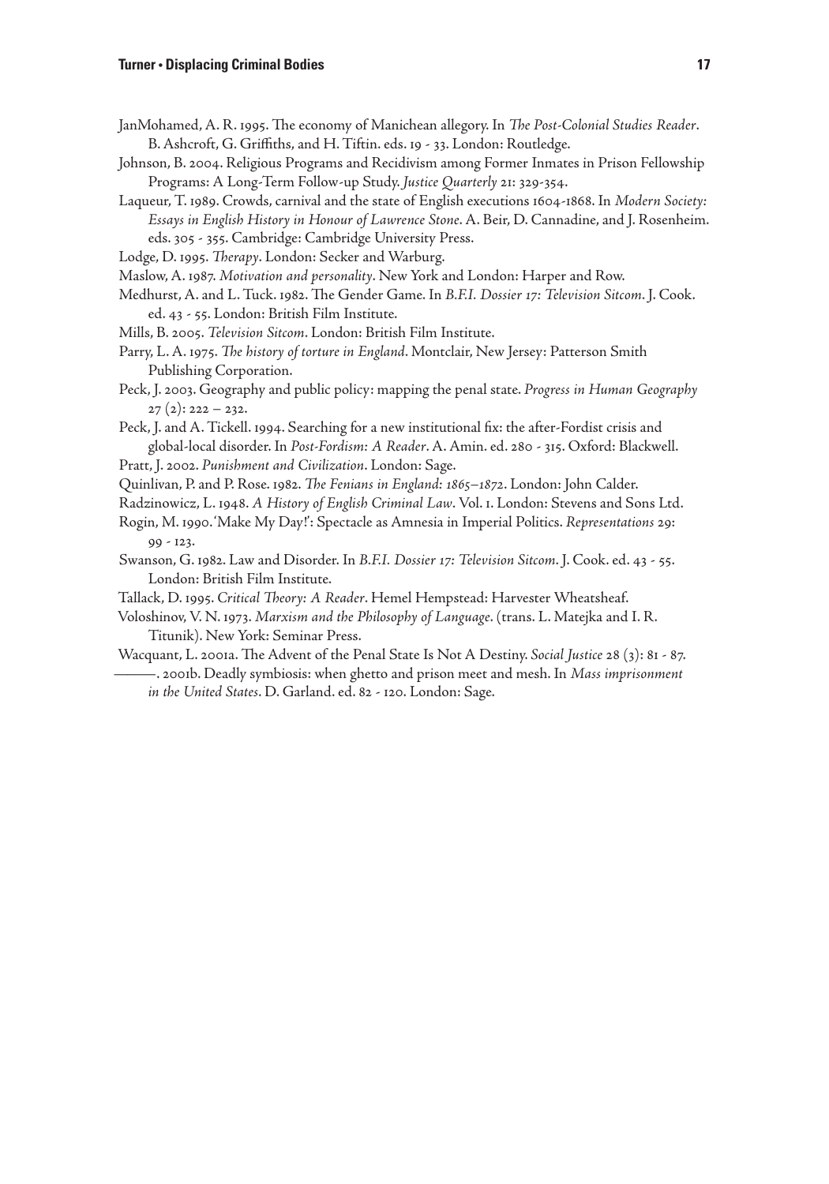JanMohamed, A. R. 1995. The economy of Manichean allegory. In *The Post-Colonial Studies Reader*. B. Ashcroft, G. Griffiths, and H. Tiftin. eds. 19 - 33. London: Routledge.

Johnson, B. 2004. Religious Programs and Recidivism among Former Inmates in Prison Fellowship Programs: A Long-Term Follow-up Study. *Justice Quarterly* 21: 329-354.

Laqueur, T. 1989. Crowds, carnival and the state of English executions 1604-1868. In *Modern Society: Essays in English History in Honour of Lawrence Stone*. A. Beir, D. Cannadine, and J. Rosenheim. eds. 305 - 355. Cambridge: Cambridge University Press.

Lodge, D. 1995. *Therapy*. London: Secker and Warburg.

Maslow, A. 1987. *Motivation and personality*. New York and London: Harper and Row.

Medhurst, A. and L. Tuck. 1982. The Gender Game. In *B.F.I. Dossier 17: Television Sitcom*. J. Cook. ed. 43 - 55. London: British Film Institute.

Mills, B. 2005. *Television Sitcom*. London: British Film Institute.

Parry, L. A. 1975. *The history of torture in England*. Montclair, New Jersey: Patterson Smith Publishing Corporation.

Peck, J. 2003. Geography and public policy: mapping the penal state. *Progress in Human Geography* 27 (2): 222 – 232.

Peck, J. and A. Tickell. 1994. Searching for a new institutional fix: the after-Fordist crisis and global-local disorder. In *Post-Fordism: A Reader*. A. Amin. ed. 280 - 315. Oxford: Blackwell.

Pratt, J. 2002. *Punishment and Civilization*. London: Sage.

Quinlivan, P. and P. Rose. 1982. *The Fenians in England: 1865–1872*. London: John Calder.

Radzinowicz, L. 1948. *A History of English Criminal Law*. Vol. 1. London: Stevens and Sons Ltd.

Rogin, M. 1990. 'Make My Day!': Spectacle as Amnesia in Imperial Politics. *Representations* 29: 99 - 123.

Swanson, G. 1982. Law and Disorder. In *B.F.I. Dossier 17: Television Sitcom*. J. Cook. ed. 43 - 55. London: British Film Institute.

Tallack, D. 1995. *Critical Theory: A Reader*. Hemel Hempstead: Harvester Wheatsheaf.

Voloshinov, V. N. 1973. *Marxism and the Philosophy of Language*. (trans. L. Matejka and I. R. Titunik). New York: Seminar Press.

Wacquant, L. 2001a. The Advent of the Penal State Is Not A Destiny. *Social Justice* 28 (3): 81 - 87.

———. 2001b. Deadly symbiosis: when ghetto and prison meet and mesh. In *Mass imprisonment in the United States*. D. Garland. ed. 82 - 120. London: Sage.